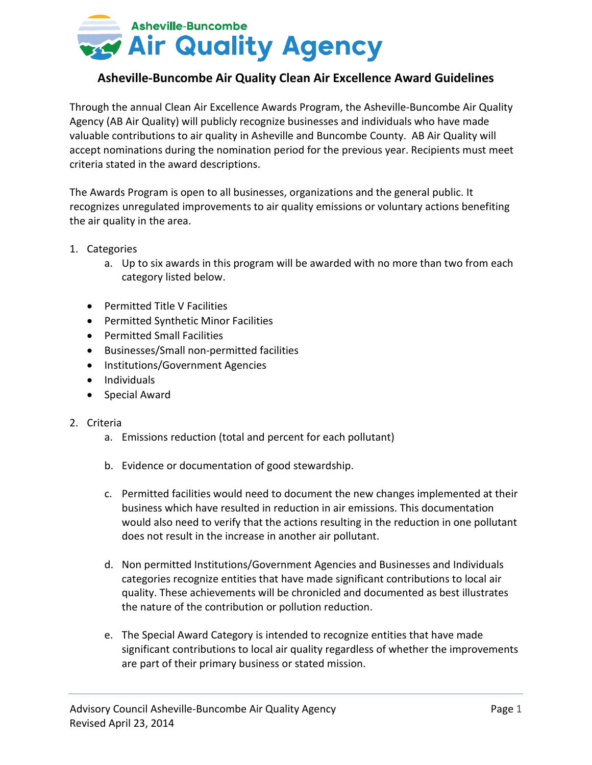Asheville-Buncombe
# Air Quality Agency

## Asheville-Buncombe Air Quality Clean Air Excellence Award Guidelines

Through the annual Clean Air Excellence Awards Program, the Asheville-Buncombe Air Quality Agency (AB Air Quality) will publicly recognize businesses and individuals who have made valuable contributions to air quality in Asheville and Buncombe County. AB Air Quality will accept nominations during the nomination period for the previous year. Recipients must meet criteria stated in the award descriptions.

The Awards Program is open to all businesses, organizations and the general public. It recognizes unregulated improvements to air quality emissions or voluntary actions benefiting the air quality in the area.

1. Categories
   a. Up to six awards in this program will be awarded with no more than two from each category listed below.

- Permitted Title V Facilities
- Permitted Synthetic Minor Facilities
- Permitted Small Facilities
- Businesses/Small non-permitted facilities
- Institutions/Government Agencies
- Individuals
- Special Award

2. Criteria
   a. Emissions reduction (total and percent for each pollutant)

   b. Evidence or documentation of good stewardship.

   c. Permitted facilities would need to document the new changes implemented at their business which have resulted in reduction in air emissions. This documentation would also need to verify that the actions resulting in the reduction in one pollutant does not result in the increase in another air pollutant.

   d. Non permitted Institutions/Government Agencies and Businesses and Individuals categories recognize entities that have made significant contributions to local air quality. These achievements will be chronicled and documented as best illustrates the nature of the contribution or pollution reduction.

   e. The Special Award Category is intended to recognize entities that have made significant contributions to local air quality regardless of whether the improvements are part of their primary business or stated mission.

Advisory Council Asheville-Buncombe Air Quality Agency
Revised April 23, 2014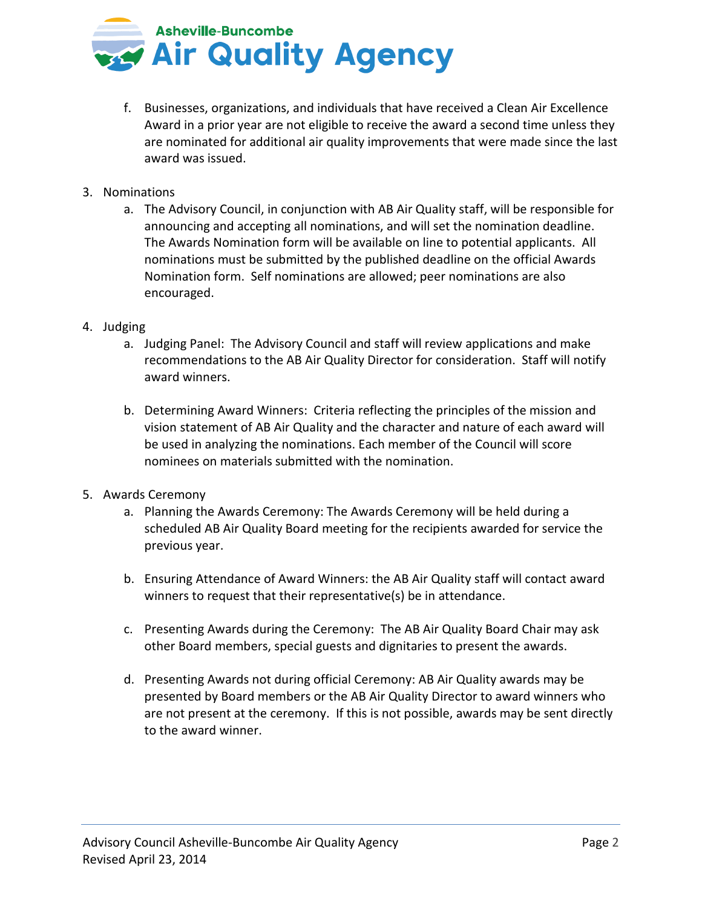f. Businesses, organizations, and individuals that have received a Clean Air Excellence Award in a prior year are not eligible to receive the award a second time unless they are nominated for additional air quality improvements that were made since the last award was issued.

3. Nominations
   a. The Advisory Council, in conjunction with AB Air Quality staff, will be responsible for announcing and accepting all nominations, and will set the nomination deadline. The Awards Nomination form will be available on line to potential applicants. All nominations must be submitted by the published deadline on the official Awards Nomination form. Self nominations are allowed; peer nominations are also encouraged.

4. Judging
   a. Judging Panel: The Advisory Council and staff will review applications and make recommendations to the AB Air Quality Director for consideration. Staff will notify award winners.

   b. Determining Award Winners: Criteria reflecting the principles of the mission and vision statement of AB Air Quality and the character and nature of each award will be used in analyzing the nominations. Each member of the Council will score nominees on materials submitted with the nomination.

5. Awards Ceremony
   a. Planning the Awards Ceremony: The Awards Ceremony will be held during a scheduled AB Air Quality Board meeting for the recipients awarded for service the previous year.

   b. Ensuring Attendance of Award Winners: the AB Air Quality staff will contact award winners to request that their representative(s) be in attendance.

   c. Presenting Awards during the Ceremony: The AB Air Quality Board Chair may ask other Board members, special guests and dignitaries to present the awards.

   d. Presenting Awards not during official Ceremony: AB Air Quality awards may be presented by Board members or the AB Air Quality Director to award winners who are not present at the ceremony. If this is not possible, awards may be sent directly to the award winner.